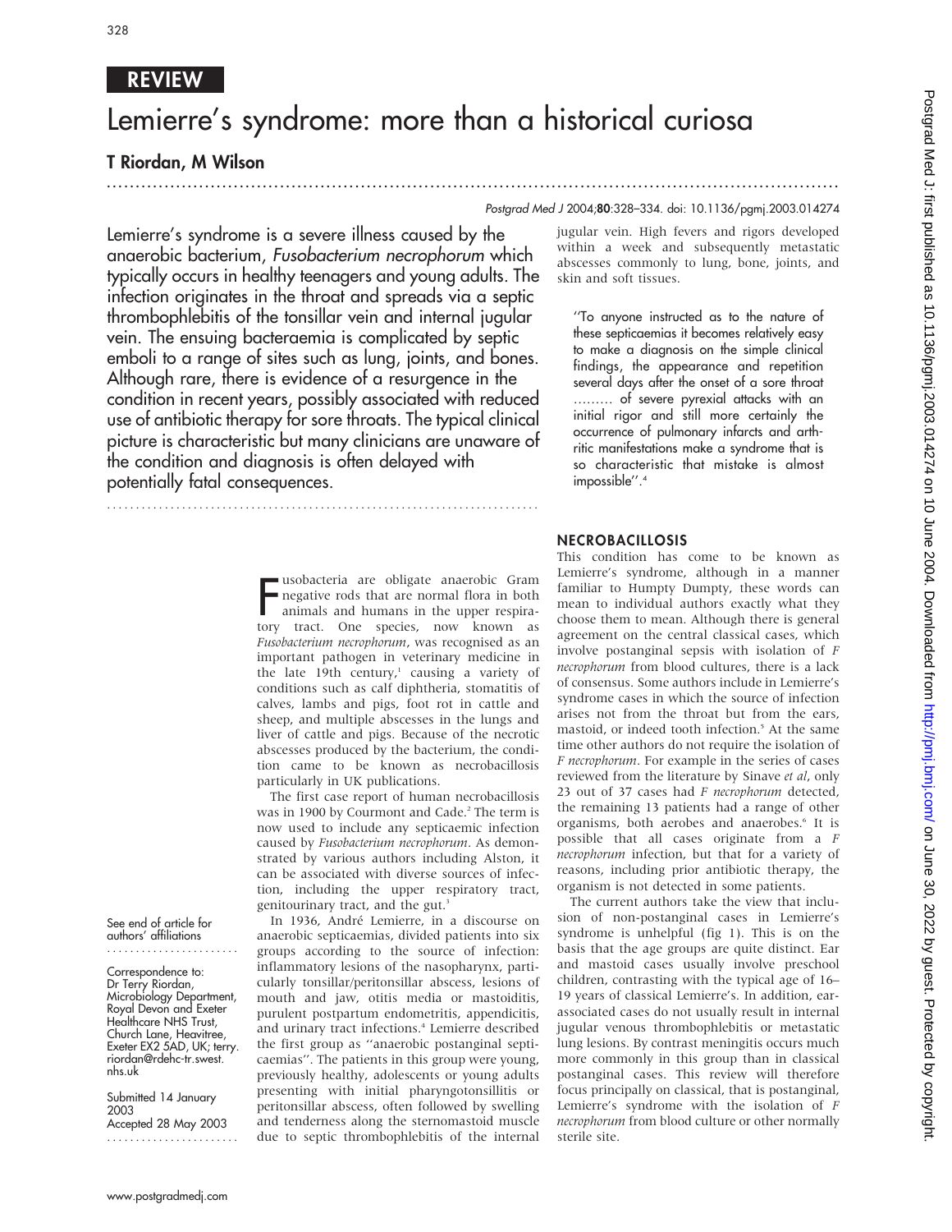REVIEW

# Lemierre's syndrome: more than a historical curiosa

**T Riordan, M Wilson**

Lemierre's syndrome is a severe illness caused by the anaerobic bacterium, *Fusobacterium necrophorum* which typically occurs in healthy teenagers and young adults. The infection originates in the throat and spreads via a septic thrombophlebitis of the tonsillar vein and internal jugular vein. The ensuing bacteraemia is complicated by septic emboli to a range of sites such as lung, joints, and bones. Although rare, there is evidence of a resurgence in the condition in recent years, possibly associated with reduced use of antibiotic therapy for sore throats. The typical clinical picture is characteristic but many clinicians are unaware of the condition and diagnosis is often delayed with potentially fatal consequences.

See end of article for authors' affiliations

Correspondence to: Dr Terry Riordan, Microbiology Department, Royal Devon and Exeter Healthcare NHS Trust, Church Lane, Heavitree, Exeter EX2 5AD, UK; terry.riordan@rdehc-tr.swest.nhs.uk

Submitted 14 January 2003
Accepted 28 May 2003

Fusobacteria are obligate anaerobic Gram negative rods that are normal flora in both animals and humans in the upper respiratory tract. One species, now known as *Fusobacterium necrophorum*, was recognised as an important pathogen in veterinary medicine in the late 19th century,[1] causing a variety of conditions such as calf diphtheria, stomatitis of calves, lambs and pigs, foot rot in cattle and sheep, and multiple abscesses in the lungs and liver of cattle and pigs. Because of the necrotic abscesses produced by the bacterium, the condition came to be known as necrobacillosis particularly in UK publications.

The first case report of human necrobacillosis was in 1900 by Courmont and Cade.[2] The term is now used to include any septicaemic infection caused by *Fusobacterium necrophorum*. As demonstrated by various authors including Alston, it can be associated with diverse sources of infection, including the upper respiratory tract, genitourinary tract, and the gut.[3]

In 1936, André Lemierre, in a discourse on anaerobic septicaemias, divided patients into six groups according to the source of infection: inflammatory lesions of the nasopharynx, particularly tonsillar/peritonsillar abscess, lesions of mouth and jaw, otitis media or mastoiditis, purulent postpartum endometritis, appendicitis, and urinary tract infections.[4] Lemierre described the first group as "anaerobic postanginal septicaemias". The patients in this group were young, previously healthy, adolescents or young adults presenting with initial pharyngotonsillitis or peritonsillar abscess, often followed by swelling and tenderness along the sternomastoid muscle due to septic thrombophlebitis of the internal jugular vein. High fevers and rigors developed within a week and subsequently metastatic abscesses commonly to lung, bone, joints, and skin and soft tissues.

> "To anyone instructed as to the nature of these septicaemias it becomes relatively easy to make a diagnosis on the simple clinical findings, the appearance and repetition several days after the onset of a sore throat ……… of severe pyrexial attacks with an initial rigor and still more certainly the occurrence of pulmonary infarcts and arthritic manifestations make a syndrome that is so characteristic that mistake is almost impossible".[4]

## NECROBACILLOSIS

This condition has come to be known as Lemierre's syndrome, although in a manner familiar to Humpty Dumpty, these words can mean to individual authors exactly what they choose them to mean. Although there is general agreement on the central classical cases, which involve postanginal sepsis with isolation of *F necrophorum* from blood cultures, there is a lack of consensus. Some authors include in Lemierre's syndrome cases in which the source of infection arises not from the throat but from the ears, mastoid, or indeed tooth infection.[5] At the same time other authors do not require the isolation of *F necrophorum*. For example in the series of cases reviewed from the literature by Sinave *et al*, only 23 out of 37 cases had *F necrophorum* detected, the remaining 13 patients had a range of other organisms, both aerobes and anaerobes.[6] It is possible that all cases originate from a *F necrophorum* infection, but that for a variety of reasons, including prior antibiotic therapy, the organism is not detected in some patients.

The current authors take the view that inclusion of non-postanginal cases in Lemierre's syndrome is unhelpful (fig 1). This is on the basis that the age groups are quite distinct. Ear and mastoid cases usually involve preschool children, contrasting with the typical age of 16–19 years of classical Lemierre's. In addition, ear-associated cases do not usually result in internal jugular venous thrombophlebitis or metastatic lung lesions. By contrast meningitis occurs much more commonly in this group than in classical postanginal cases. This review will therefore focus principally on classical, that is postanginal, Lemierre's syndrome with the isolation of *F necrophorum* from blood culture or other normally sterile site.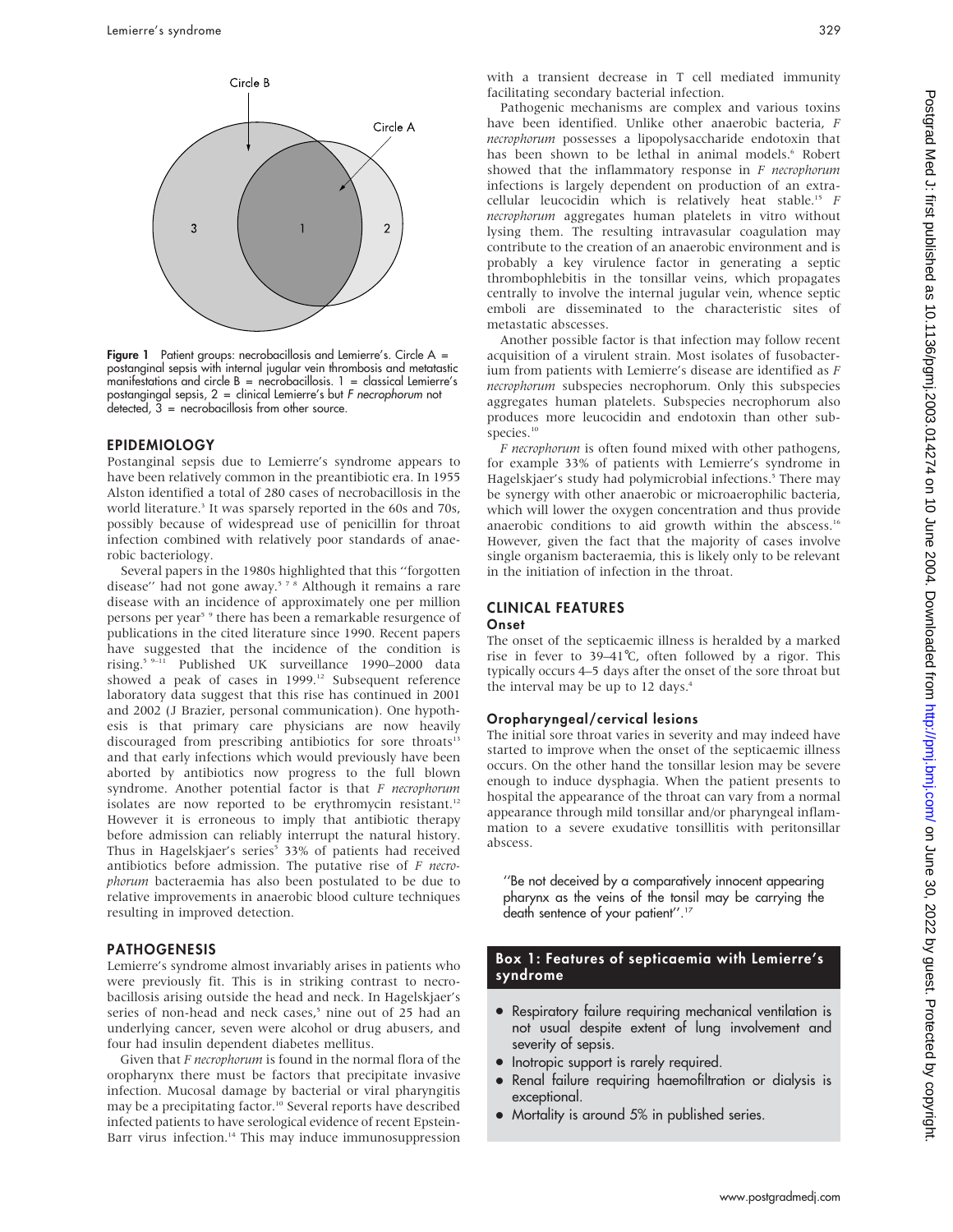Figure 1 Patient groups: necrobacillosis and Lemierre's. Circle A = postanginal sepsis with internal jugular vein thrombosis and metatastic manifestations and circle B = necrobacillosis. 1 = classical Lemierre's postangingal sepsis, 2 = clinical Lemierre's but *F necrophorum* not detected, 3 = necrobacillosis from other source.

## EPIDEMIOLOGY

Postanginal sepsis due to Lemierre's syndrome appears to have been relatively common in the preantibiotic era. In 1955 Alston identified a total of 280 cases of necrobacillosis in the world literature.[3] It was sparsely reported in the 60s and 70s, possibly because of widespread use of penicillin for throat infection combined with relatively poor standards of anaerobic bacteriology.

Several papers in the 1980s highlighted that this "forgotten disease" had not gone away.[5 7 8] Although it remains a rare disease with an incidence of approximately one per million persons per year[5 9] there has been a remarkable resurgence of publications in the cited literature since 1990. Recent papers have suggested that the incidence of the condition is rising.[5 9–11] Published UK surveillance 1990–2000 data showed a peak of cases in 1999.[12] Subsequent reference laboratory data suggest that this rise has continued in 2001 and 2002 (J Brazier, personal communication). One hypothesis is that primary care physicians are now heavily discouraged from prescribing antibiotics for sore throats[13] and that early infections which would previously have been aborted by antibiotics now progress to the full blown syndrome. Another potential factor is that *F necrophorum* isolates are now reported to be erythromycin resistant.[12] However it is erroneous to imply that antibiotic therapy before admission can reliably interrupt the natural history. Thus in Hagelskjaer's series[5] 33% of patients had received antibiotics before admission. The putative rise of *F necrophorum* bacteraemia has also been postulated to be due to relative improvements in anaerobic blood culture techniques resulting in improved detection.

## PATHOGENESIS

Lemierre's syndrome almost invariably arises in patients who were previously fit. This is in striking contrast to necrobacillosis arising outside the head and neck. In Hagelskjaer's series of non-head and neck cases,[5] nine out of 25 had an underlying cancer, seven were alcohol or drug abusers, and four had insulin dependent diabetes mellitus.

Given that *F necrophorum* is found in the normal flora of the oropharynx there must be factors that precipitate invasive infection. Mucosal damage by bacterial or viral pharyngitis may be a precipitating factor.[10] Several reports have described infected patients to have serological evidence of recent Epstein-Barr virus infection.[14] This may induce immunosuppression with a transient decrease in T cell mediated immunity facilitating secondary bacterial infection.

Pathogenic mechanisms are complex and various toxins have been identified. Unlike other anaerobic bacteria, *F necrophorum* possesses a lipopolysaccharide endotoxin that has been shown to be lethal in animal models.[6] Robert showed that the inflammatory response in *F necrophorum* infections is largely dependent on production of an extracellular leucocidin which is relatively heat stable.[15] *F necrophorum* aggregates human platelets in vitro without lysing them. The resulting intravasular coagulation may contribute to the creation of an anaerobic environment and is probably a key virulence factor in generating a septic thrombophlebitis in the tonsillar veins, which propagates centrally to involve the internal jugular vein, whence septic emboli are disseminated to the characteristic sites of metastatic abscesses.

Another possible factor is that infection may follow recent acquisition of a virulent strain. Most isolates of fusobacterium from patients with Lemierre's disease are identified as *F necrophorum* subspecies necrophorum. Only this subspecies aggregates human platelets. Subspecies necrophorum also produces more leucocidin and endotoxin than other subspecies.[10]

*F necrophorum* is often found mixed with other pathogens, for example 33% of patients with Lemierre's syndrome in Hagelskjaer's study had polymicrobial infections.[5] There may be synergy with other anaerobic or microaerophilic bacteria, which will lower the oxygen concentration and thus provide anaerobic conditions to aid growth within the abscess.[16] However, given the fact that the majority of cases involve single organism bacteraemia, this is likely only to be relevant in the initiation of infection in the throat.

## CLINICAL FEATURES

### Onset

The onset of the septicaemic illness is heralded by a marked rise in fever to 39–41℃, often followed by a rigor. This typically occurs 4–5 days after the onset of the sore throat but the interval may be up to 12 days.[4]

### Oropharyngeal/cervical lesions

The initial sore throat varies in severity and may indeed have started to improve when the onset of the septicaemic illness occurs. On the other hand the tonsillar lesion may be severe enough to induce dysphagia. When the patient presents to hospital the appearance of the throat can vary from a normal appearance through mild tonsillar and/or pharyngeal inflammation to a severe exudative tonsillitis with peritonsillar abscess.

> "Be not deceived by a comparatively innocent appearing pharynx as the veins of the tonsil may be carrying the death sentence of your patient".[17]

**Box 1: Features of septicaemia with Lemierre's syndrome**

- Respiratory failure requiring mechanical ventilation is not usual despite extent of lung involvement and severity of sepsis.
- Inotropic support is rarely required.
- Renal failure requiring haemofiltration or dialysis is exceptional.
- Mortality is around 5% in published series.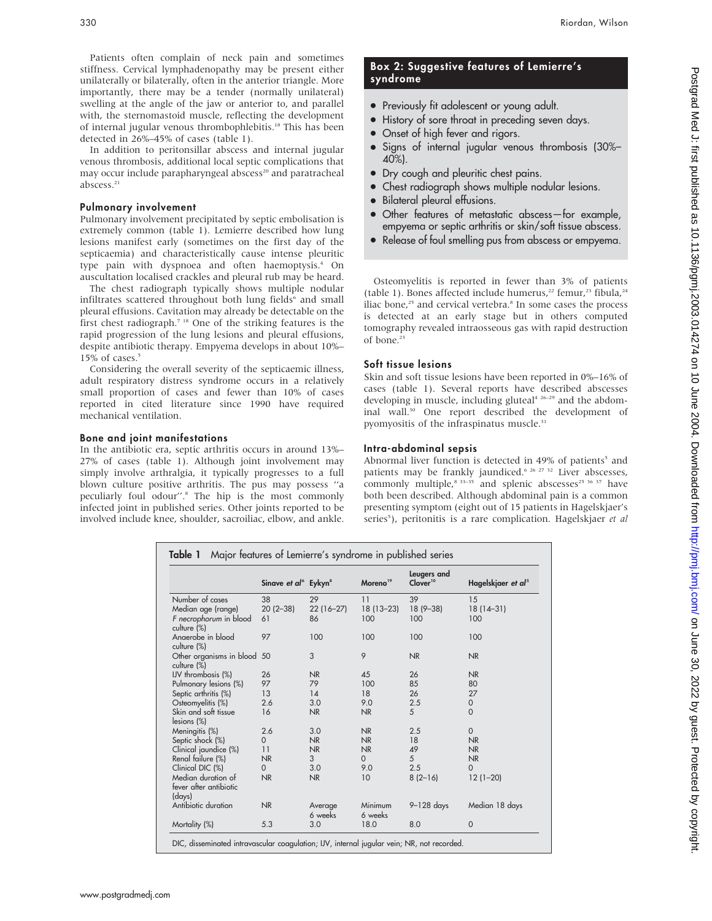Patients often complain of neck pain and sometimes stiffness. Cervical lymphadenopathy may be present either unilaterally or bilaterally, often in the anterior triangle. More importantly, there may be a tender (normally unilateral) swelling at the angle of the jaw or anterior to, and parallel with, the sternomastoid muscle, reflecting the development of internal jugular venous thrombophlebitis.[18] This has been detected in 26%–45% of cases (table 1).

In addition to peritonsillar abscess and internal jugular venous thrombosis, additional local septic complications that may occur include parapharyngeal abscess[20] and paratracheal abscess.[21]

### Pulmonary involvement

Pulmonary involvement precipitated by septic embolisation is extremely common (table 1). Lemierre described how lung lesions manifest early (sometimes on the first day of the septicaemia) and characteristically cause intense pleuritic type pain with dyspnoea and often haemoptysis.[4] On auscultation localised crackles and pleural rub may be heard.

The chest radiograph typically shows multiple nodular infiltrates scattered throughout both lung fields[6] and small pleural effusions. Cavitation may already be detectable on the first chest radiograph.[7 18] One of the striking features is the rapid progression of the lung lesions and pleural effusions, despite antibiotic therapy. Empyema develops in about 10%–15% of cases.[5]

Considering the overall severity of the septicaemic illness, adult respiratory distress syndrome occurs in a relatively small proportion of cases and fewer than 10% of cases reported in cited literature since 1990 have required mechanical ventilation.

### Bone and joint manifestations

In the antibiotic era, septic arthritis occurs in around 13%–27% of cases (table 1). Although joint involvement may simply involve arthralgia, it typically progresses to a full blown culture positive arthritis. The pus may possess "a peculiarly foul odour".[8] The hip is the most commonly infected joint in published series. Other joints reported to be involved include knee, shoulder, sacroiliac, elbow, and ankle.

> **Box 2: Suggestive features of Lemierre's syndrome**
>
> - Previously fit adolescent or young adult.
> - History of sore throat in preceding seven days.
> - Onset of high fever and rigors.
> - Signs of internal jugular venous thrombosis (30%–40%).
> - Dry cough and pleuritic chest pains.
> - Chest radiograph shows multiple nodular lesions.
> - Bilateral pleural effusions.
> - Other features of metastatic abscess—for example, empyema or septic arthritis or skin/soft tissue abscess.
> - Release of foul smelling pus from abscess or empyema.

Osteomyelitis is reported in fewer than 3% of patients (table 1). Bones affected include humerus,[22] femur,[23] fibula,[24] iliac bone,[25] and cervical vertebra.[8] In some cases the process is detected at an early stage but in others computed tomography revealed intraosseous gas with rapid destruction of bone.[23]

### Soft tissue lesions

Skin and soft tissue lesions have been reported in 0%–16% of cases (table 1). Several reports have described abscesses developing in muscle, including gluteal[4 26–29] and the abdominal wall.[30] One report described the development of pyomyositis of the infraspinatus muscle.[31]

### Intra-abdominal sepsis

Abnormal liver function is detected in 49% of patients[5] and patients may be frankly jaundiced.[6 26 27 32] Liver abscesses, commonly multiple,[8 33–35] and splenic abscesses[25 36 37] have both been described. Although abdominal pain is a common presenting symptom (eight out of 15 patients in Hagelskjaer's series[5]), peritonitis is a rare complication. Hagelskjaer *et al*

**Table 1** Major features of Lemierre's syndrome in published series

| | Sinave *et al*[6] | Eykyn[8] | Moreno[19] | Leugers and Clover[10] | Hagelskjaer *et al*[5] |
|---|---|---|---|---|---|
| Number of cases | 38 | 29 | 11 | 39 | 15 |
| Median age (range) | 20 (2–38) | 22 (16–27) | 18 (13–23) | 18 (9–38) | 18 (14–31) |
| *F necrophorum* in blood culture (%) | 61 | 86 | 100 | 100 | 100 |
| Anaerobe in blood culture (%) | 97 | 100 | 100 | 100 | 100 |
| Other organisms in blood culture (%) | 50 | 3 | 9 | NR | NR |
| IJV thrombosis (%) | 26 | NR | 45 | 26 | NR |
| Pulmonary lesions (%) | 97 | 79 | 100 | 85 | 80 |
| Septic arthritis (%) | 13 | 14 | 18 | 26 | 27 |
| Osteomyelitis (%) | 2.6 | 3.0 | 9.0 | 2.5 | 0 |
| Skin and soft tissue lesions (%) | 16 | NR | NR | 5 | 0 |
| Meningitis (%) | 2.6 | 3.0 | NR | 2.5 | 0 |
| Septic shock (%) | 0 | NR | NR | 18 | NR |
| Clinical jaundice (%) | 11 | NR | NR | 49 | NR |
| Renal failure (%) | NR | 3 | 0 | 5 | NR |
| Clinical DIC (%) | 0 | 3.0 | 9.0 | 2.5 | 0 |
| Median duration of fever after antibiotic (days) | NR | NR | 10 | 8 (2–16) | 12 (1–20) |
| Antibiotic duration | NR | Average 6 weeks | Minimum 6 weeks | 9–128 days | Median 18 days |
| Mortality (%) | 5.3 | 3.0 | 18.0 | 8.0 | 0 |

DIC, disseminated intravascular coagulation; IJV, internal jugular vein; NR, not recorded.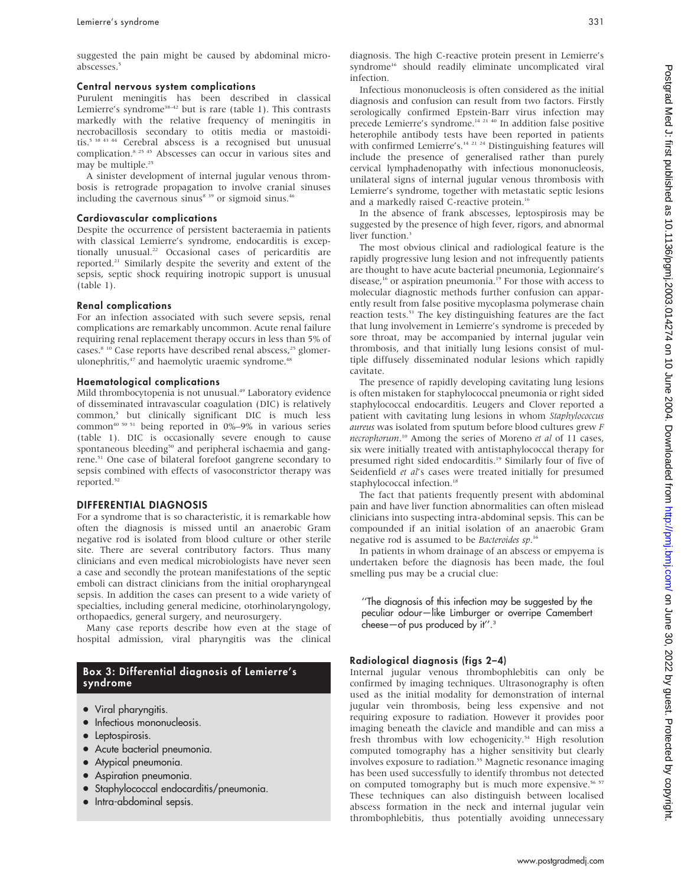suggested the pain might be caused by abdominal microabscesses.[5]

### Central nervous system complications

Purulent meningitis has been described in classical Lemierre's syndrome[38–42] but is rare (table 1). This contrasts markedly with the relative frequency of meningitis in necrobacillosis secondary to otitis media or mastoiditis.[5 38 43 44] Cerebral abscess is a recognised but unusual complication.[8 25 45] Abscesses can occur in various sites and may be multiple.[25]

A sinister development of internal jugular venous thrombosis is retrograde propagation to involve cranial sinuses including the cavernous sinus[8 39] or sigmoid sinus.[46]

### Cardiovascular complications

Despite the occurrence of persistent bacteraemia in patients with classical Lemierre's syndrome, endocarditis is exceptionally unusual.[22] Occasional cases of pericarditis are reported.[21] Similarly despite the severity and extent of the sepsis, septic shock requiring inotropic support is unusual (table 1).

### Renal complications

For an infection associated with such severe sepsis, renal complications are remarkably uncommon. Acute renal failure requiring renal replacement therapy occurs in less than 5% of cases.[8 10] Case reports have described renal abscess,[25] glomerulonephritis,[47] and haemolytic uraemic syndrome.[48]

### Haematological complications

Mild thrombocytopenia is not unusual.[49] Laboratory evidence of disseminated intravascular coagulation (DIC) is relatively common,[5] but clinically significant DIC is much less common[40 50 51] being reported in 0%–9% in various series (table 1). DIC is occasionally severe enough to cause spontaneous bleeding[50] and peripheral ischaemia and gangrene.[51] One case of bilateral forefoot gangrene secondary to sepsis combined with effects of vasoconstrictor therapy was reported.[52]

## DIFFERENTIAL DIAGNOSIS

For a syndrome that is so characteristic, it is remarkable how often the diagnosis is missed until an anaerobic Gram negative rod is isolated from blood culture or other sterile site. There are several contributory factors. Thus many clinicians and even medical microbiologists have never seen a case and secondly the protean manifestations of the septic emboli can distract clinicians from the initial oropharyngeal sepsis. In addition the cases can present to a wide variety of specialties, including general medicine, otorhinolaryngology, orthopaedics, general surgery, and neurosurgery.

Many case reports describe how even at the stage of hospital admission, viral pharyngitis was the clinical diagnosis. The high C-reactive protein present in Lemierre's syndrome[16] should readily eliminate uncomplicated viral infection.

> **Box 3: Differential diagnosis of Lemierre's syndrome**
>
> - Viral pharyngitis.
> - Infectious mononucleosis.
> - Leptospirosis.
> - Acute bacterial pneumonia.
> - Atypical pneumonia.
> - Aspiration pneumonia.
> - Staphylococcal endocarditis/pneumonia.
> - Intra-abdominal sepsis.

Infectious mononucleosis is often considered as the initial diagnosis and confusion can result from two factors. Firstly serologically confirmed Epstein-Barr virus infection may precede Lemierre's syndrome.[14 21 40] In addition false positive heterophile antibody tests have been reported in patients with confirmed Lemierre's.[14 21 24] Distinguishing features will include the presence of generalised rather than purely cervical lymphadenopathy with infectious mononucleosis, unilateral signs of internal jugular venous thrombosis with Lemierre's syndrome, together with metastatic septic lesions and a markedly raised C-reactive protein.[16]

In the absence of frank abscesses, leptospirosis may be suggested by the presence of high fever, rigors, and abnormal liver function.[3]

The most obvious clinical and radiological feature is the rapidly progressive lung lesion and not infrequently patients are thought to have acute bacterial pneumonia, Legionnaire's disease,[16] or aspiration pneumonia.[19] For those with access to molecular diagnostic methods further confusion can apparently result from false positive mycoplasma polymerase chain reaction tests.[53] The key distinguishing features are the fact that lung involvement in Lemierre's syndrome is preceded by sore throat, may be accompanied by internal jugular vein thrombosis, and that initially lung lesions consist of multiple diffusely disseminated nodular lesions which rapidly cavitate.

The presence of rapidly developing cavitating lung lesions is often mistaken for staphylococcal pneumonia or right sided staphylococcal endocarditis. Leugers and Clover reported a patient with cavitating lung lesions in whom *Staphylococcus aureus* was isolated from sputum before blood cultures grew *F necrophorum*.[10] Among the series of Moreno *et al* of 11 cases, six were initially treated with antistaphylococcal therapy for presumed right sided endocarditis.[19] Similarly four of five of Seidenfield *et al*'s cases were treated initially for presumed staphylococcal infection.[18]

The fact that patients frequently present with abdominal pain and have liver function abnormalities can often mislead clinicians into suspecting intra-abdominal sepsis. This can be compounded if an initial isolation of an anaerobic Gram negative rod is assumed to be *Bacteroides sp*.[16]

In patients in whom drainage of an abscess or empyema is undertaken before the diagnosis has been made, the foul smelling pus may be a crucial clue:

> "The diagnosis of this infection may be suggested by the peculiar odour—like Limburger or overripe Camembert cheese—of pus produced by it".[3]

### Radiological diagnosis (figs 2–4)

Internal jugular venous thrombophlebitis can only be confirmed by imaging techniques. Ultrasonography is often used as the initial modality for demonstration of internal jugular vein thrombosis, being less expensive and not requiring exposure to radiation. However it provides poor imaging beneath the clavicle and mandible and can miss a fresh thrombus with low echogenicity.[54] High resolution computed tomography has a higher sensitivity but clearly involves exposure to radiation.[55] Magnetic resonance imaging has been used successfully to identify thrombus not detected on computed tomography but is much more expensive.[56 57] These techniques can also distinguish between localised abscess formation in the neck and internal jugular vein thrombophlebitis, thus potentially avoiding unnecessary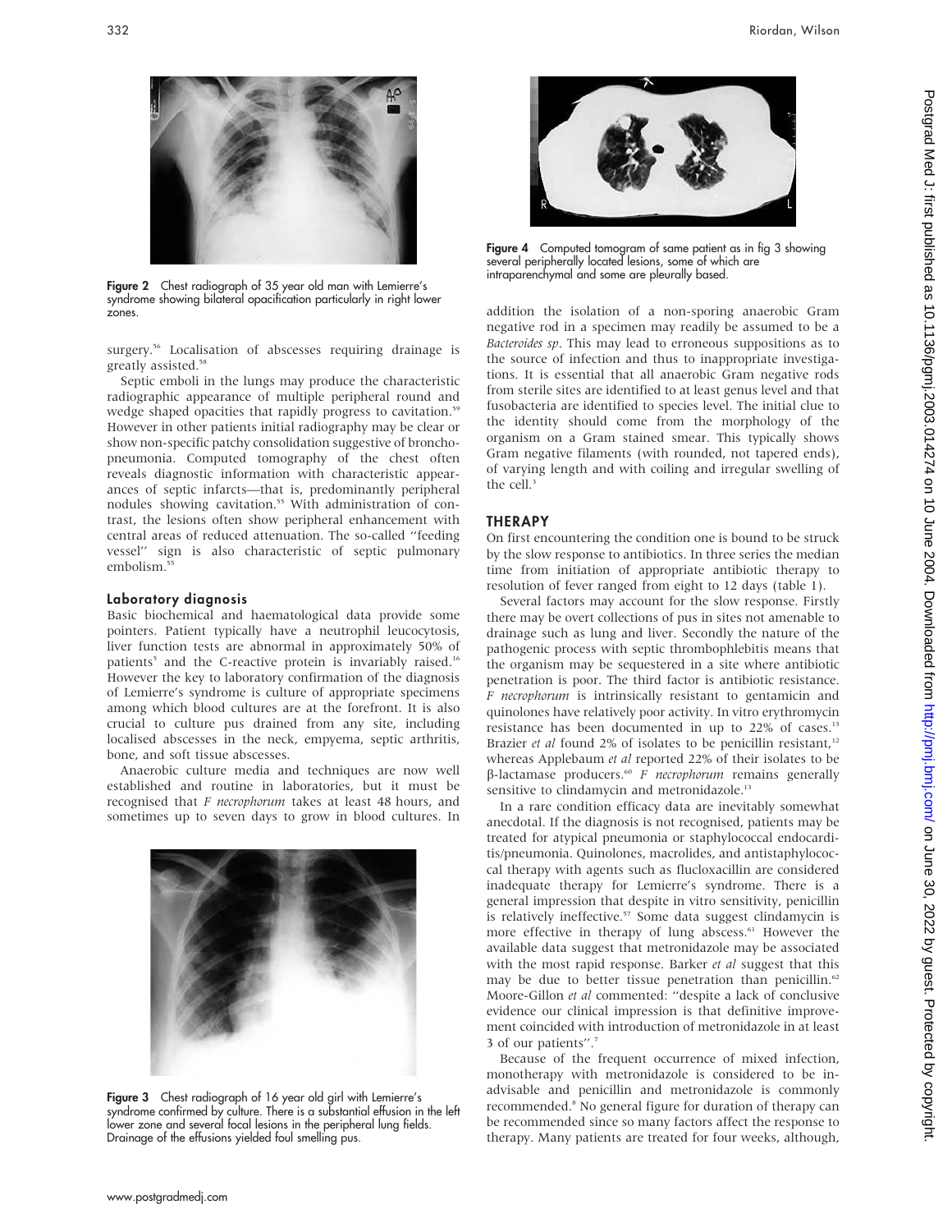Figure 2 Chest radiograph of 35 year old man with Lemierre's syndrome showing bilateral opacification particularly in right lower zones.

surgery.[56] Localisation of abscesses requiring drainage is greatly assisted.[58]

Septic emboli in the lungs may produce the characteristic radiographic appearance of multiple peripheral round and wedge shaped opacities that rapidly progress to cavitation.[59] However in other patients initial radiography may be clear or show non-specific patchy consolidation suggestive of bronchopneumonia. Computed tomography of the chest often reveals diagnostic information with characteristic appearances of septic infarcts—that is, predominantly peripheral nodules showing cavitation.[55] With administration of contrast, the lesions often show peripheral enhancement with central areas of reduced attenuation. The so-called "feeding vessel" sign is also characteristic of septic pulmonary embolism.[55]

### Laboratory diagnosis

Basic biochemical and haematological data provide some pointers. Patient typically have a neutrophil leucocytosis, liver function tests are abnormal in approximately 50% of patients[5] and the C-reactive protein is invariably raised.[16] However the key to laboratory confirmation of the diagnosis of Lemierre's syndrome is culture of appropriate specimens among which blood cultures are at the forefront. It is also crucial to culture pus drained from any site, including localised abscesses in the neck, empyema, septic arthritis, bone, and soft tissue abscesses.

Anaerobic culture media and techniques are now well established and routine in laboratories, but it must be recognised that *F necrophorum* takes at least 48 hours, and sometimes up to seven days to grow in blood cultures. In addition the isolation of a non-sporing anaerobic Gram negative rod in a specimen may readily be assumed to be a *Bacteroides sp*. This may lead to erroneous suppositions as to the source of infection and thus to inappropriate investigations. It is essential that all anaerobic Gram negative rods from sterile sites are identified to at least genus level and that fusobacteria are identified to species level. The initial clue to the identity should come from the morphology of the organism on a Gram stained smear. This typically shows Gram negative filaments (with rounded, not tapered ends), of varying length and with coiling and irregular swelling of the cell.[3]

Figure 3 Chest radiograph of 16 year old girl with Lemierre's syndrome confirmed by culture. There is a substantial effusion in the left lower zone and several focal lesions in the peripheral lung fields. Drainage of the effusions yielded foul smelling pus.

Figure 4 Computed tomogram of same patient as in fig 3 showing several peripherally located lesions, some of which are intraparenchymal and some are pleurally based.

## THERAPY

On first encountering the condition one is bound to be struck by the slow response to antibiotics. In three series the median time from initiation of appropriate antibiotic therapy to resolution of fever ranged from eight to 12 days (table 1).

Several factors may account for the slow response. Firstly there may be overt collections of pus in sites not amenable to drainage such as lung and liver. Secondly the nature of the pathogenic process with septic thrombophlebitis means that the organism may be sequestered in a site where antibiotic penetration is poor. The third factor is antibiotic resistance. *F necrophorum* is intrinsically resistant to gentamicin and quinolones have relatively poor activity. In vitro erythromycin resistance has been documented in up to 22% of cases.[13] Brazier *et al* found 2% of isolates to be penicillin resistant,[12] whereas Applebaum *et al* reported 22% of their isolates to be β-lactamase producers.[60] *F necrophorum* remains generally sensitive to clindamycin and metronidazole.[13]

In a rare condition efficacy data are inevitably somewhat anecdotal. If the diagnosis is not recognised, patients may be treated for atypical pneumonia or staphylococcal endocarditis/pneumonia. Quinolones, macrolides, and antistaphylococcal therapy with agents such as flucloxacillin are considered inadequate therapy for Lemierre's syndrome. There is a general impression that despite in vitro sensitivity, penicillin is relatively ineffective.[57] Some data suggest clindamycin is more effective in therapy of lung abscess.[61] However the available data suggest that metronidazole may be associated with the most rapid response. Barker *et al* suggest that this may be due to better tissue penetration than penicillin.[62] Moore-Gillon *et al* commented: "despite a lack of conclusive evidence our clinical impression is that definitive improvement coincided with introduction of metronidazole in at least 3 of our patients".[7]

Because of the frequent occurrence of mixed infection, monotherapy with metronidazole is considered to be inadvisable and penicillin and metronidazole is commonly recommended.[8] No general figure for duration of therapy can be recommended since so many factors affect the response to therapy. Many patients are treated for four weeks, although,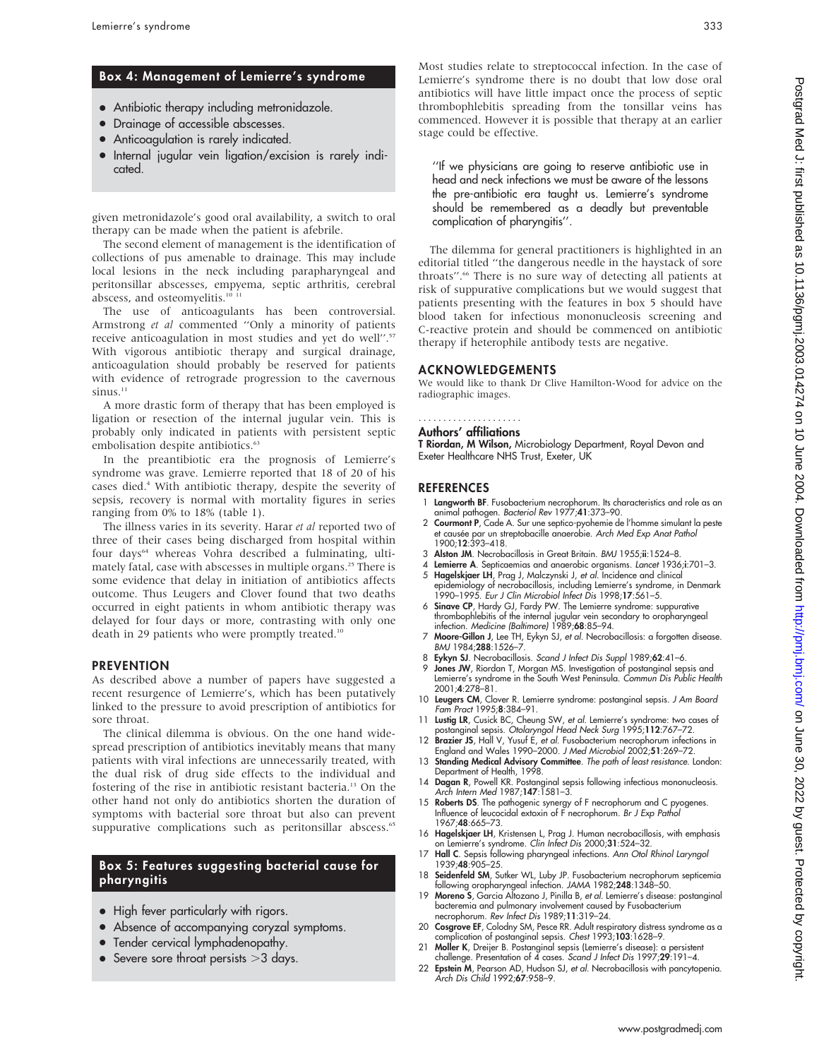## Box 4: Management of Lemierre's syndrome

- Antibiotic therapy including metronidazole.
- Drainage of accessible abscesses.
- Anticoagulation is rarely indicated.
- Internal jugular vein ligation/excision is rarely indicated.

given metronidazole's good oral availability, a switch to oral therapy can be made when the patient is afebrile.

The second element of management is the identification of collections of pus amenable to drainage. This may include local lesions in the neck including parapharyngeal and peritonsillar abscesses, empyema, septic arthritis, cerebral abscess, and osteomyelitis.[10 11]

The use of anticoagulants has been controversial. Armstrong *et al* commented "Only a minority of patients receive anticoagulation in most studies and yet do well".[57] With vigorous antibiotic therapy and surgical drainage, anticoagulation should probably be reserved for patients with evidence of retrograde progression to the cavernous sinus.[11]

A more drastic form of therapy that has been employed is ligation or resection of the internal jugular vein. This is probably only indicated in patients with persistent septic embolisation despite antibiotics.[63]

In the preantibiotic era the prognosis of Lemierre's syndrome was grave. Lemierre reported that 18 of 20 of his cases died.[4] With antibiotic therapy, despite the severity of sepsis, recovery is normal with mortality figures in series ranging from 0% to 18% (table 1).

The illness varies in its severity. Harar *et al* reported two of three of their cases being discharged from hospital within four days[64] whereas Vohra described a fulminating, ultimately fatal, case with abscesses in multiple organs.[25] There is some evidence that delay in initiation of antibiotics affects outcome. Thus Leugers and Clover found that two deaths occurred in eight patients in whom antibiotic therapy was delayed for four days or more, contrasting with only one death in 29 patients who were promptly treated.[10]

## PREVENTION

As described above a number of papers have suggested a recent resurgence of Lemierre's, which has been putatively linked to the pressure to avoid prescription of antibiotics for sore throat.

The clinical dilemma is obvious. On the one hand widespread prescription of antibiotics inevitably means that many patients with viral infections are unnecessarily treated, with the dual risk of drug side effects to the individual and fostering of the rise in antibiotic resistant bacteria.[13] On the other hand not only do antibiotics shorten the duration of symptoms with bacterial sore throat but also can prevent suppurative complications such as peritonsillar abscess.[65]

## Box 5: Features suggesting bacterial cause for pharyngitis

- High fever particularly with rigors.
- Absence of accompanying coryzal symptoms.
- Tender cervical lymphadenopathy.
- Severe sore throat persists >3 days.

Most studies relate to streptococcal infection. In the case of Lemierre's syndrome there is no doubt that low dose oral antibiotics will have little impact once the process of septic thrombophlebitis spreading from the tonsillar veins has commenced. However it is possible that therapy at an earlier stage could be effective.

> "If we physicians are going to reserve antibiotic use in head and neck infections we must be aware of the lessons the pre-antibiotic era taught us. Lemierre's syndrome should be remembered as a deadly but preventable complication of pharyngitis".

The dilemma for general practitioners is highlighted in an editorial titled "the dangerous needle in the haystack of sore throats".[66] There is no sure way of detecting all patients at risk of suppurative complications but we would suggest that patients presenting with the features in box 5 should have blood taken for infectious mononucleosis screening and C-reactive protein and should be commenced on antibiotic therapy if heterophile antibody tests are negative.

## ACKNOWLEDGEMENTS

We would like to thank Dr Clive Hamilton-Wood for advice on the radiographic images.

### Authors' affiliations

**T Riordan, M Wilson,** Microbiology Department, Royal Devon and Exeter Healthcare NHS Trust, Exeter, UK

## REFERENCES

1. **Langworth BF**. Fusobacterium necrophorum. Its characteristics and role as an animal pathogen. *Bacteriol Rev* 1977;**41**:373–90.
2. **Courmont P**, Cade A. Sur une septico-pyohemie de l'homme simulant la peste et causée par un streptobacille anaerobie. *Arch Med Exp Anat Pathol* 1900;**12**:393–418.
3. **Alston JM**. Necrobacillosis in Great Britain. *BMJ* 1955;**ii**:1524–8.
4. **Lemierre A**. Septicaemias and anaerobic organisms. *Lancet* 1936;**i**:701–3.
5. **Hagelskjaer LH**, Prag J, Malczynski J, *et al*. Incidence and clinical epidemiology of necrobacillosis, including Lemierre's syndrome, in Denmark 1990–1995. *Eur J Clin Microbiol Infect Dis* 1998;**17**:561–5.
6. **Sinave CP**, Hardy GJ, Fardy PW. The Lemierre syndrome: suppurative thrombophlebitis of the internal jugular vein secondary to oropharyngeal infection. *Medicine (Baltimore)* 1989;**68**:85–94.
7. **Moore-Gillon J**, Lee TH, Eykyn SJ, *et al*. Necrobacillosis: a forgotten disease. *BMJ* 1984;**288**:1526–7.
8. **Eykyn SJ**. Necrobacillosis. *Scand J Infect Dis Suppl* 1989;**62**:41–6.
9. **Jones JW**, Riordan T, Morgan MS. Investigation of postanginal sepsis and Lemierre's syndrome in the South West Peninsula. *Commun Dis Public Health* 2001;**4**:278–81.
10. **Leugers CM**, Clover R. Lemierre syndrome: postanginal sepsis. *J Am Board Fam Pract* 1995;**8**:384–91.
11. **Lustig LR**, Cusick BC, Cheung SW, *et al*. Lemierre's syndrome: two cases of postanginal sepsis. *Otolaryngol Head Neck Surg* 1995;**112**:767–72.
12. **Brazier JS**, Hall V, Yusuf E, *et al*. Fusobacterium necrophorum infections in England and Wales 1990–2000. *J Med Microbiol* 2002;**51**:269–72.
13. **Standing Medical Advisory Committee**. *The path of least resistance*. London: Department of Health, 1998.
14. **Dagan R**, Powell KR. Postanginal sepsis following infectious mononucleosis. *Arch Intern Med* 1987;**147**:1581–3.
15. **Roberts DS**. The pathogenic synergy of F necrophorum and C pyogenes. Influence of leucocidal exotoxin of F necrophorum. *Br J Exp Pathol* 1967;**48**:665–73.
16. **Hagelskjaer LH**, Kristensen L, Prag J. Human necrobacillosis, with emphasis on Lemierre's syndrome. *Clin Infect Dis* 2000;**31**:524–32.
17. **Hall C**. Sepsis following pharyngeal infections. *Ann Otol Rhinol Laryngol* 1939;**48**:905–25.
18. **Seidenfeld SM**, Sutker WL, Luby JP. Fusobacterium necrophorum septicemia following oropharyngeal infection. *JAMA* 1982;**248**:1348–50.
19. **Moreno S**, Garcia Altozano J, Pinilla B, *et al*. Lemierre's disease: postanginal bacteremia and pulmonary involvement caused by Fusobacterium necrophorum. *Rev Infect Dis* 1989;**11**:319–24.
20. **Cosgrove EF**, Colodny SM, Pesce RR. Adult respiratory distress syndrome as a complication of postanginal sepsis. *Chest* 1993;**103**:1628–9.
21. **Moller K**, Dreijer B. Postanginal sepsis (Lemierre's disease): a persistent challenge. Presentation of 4 cases. *Scand J Infect Dis* 1997;**29**:191–4.
22. **Epstein M**, Pearson AD, Hudson SJ, *et al*. Necrobacillosis with pancytopenia. *Arch Dis Child* 1992;**67**:958–9.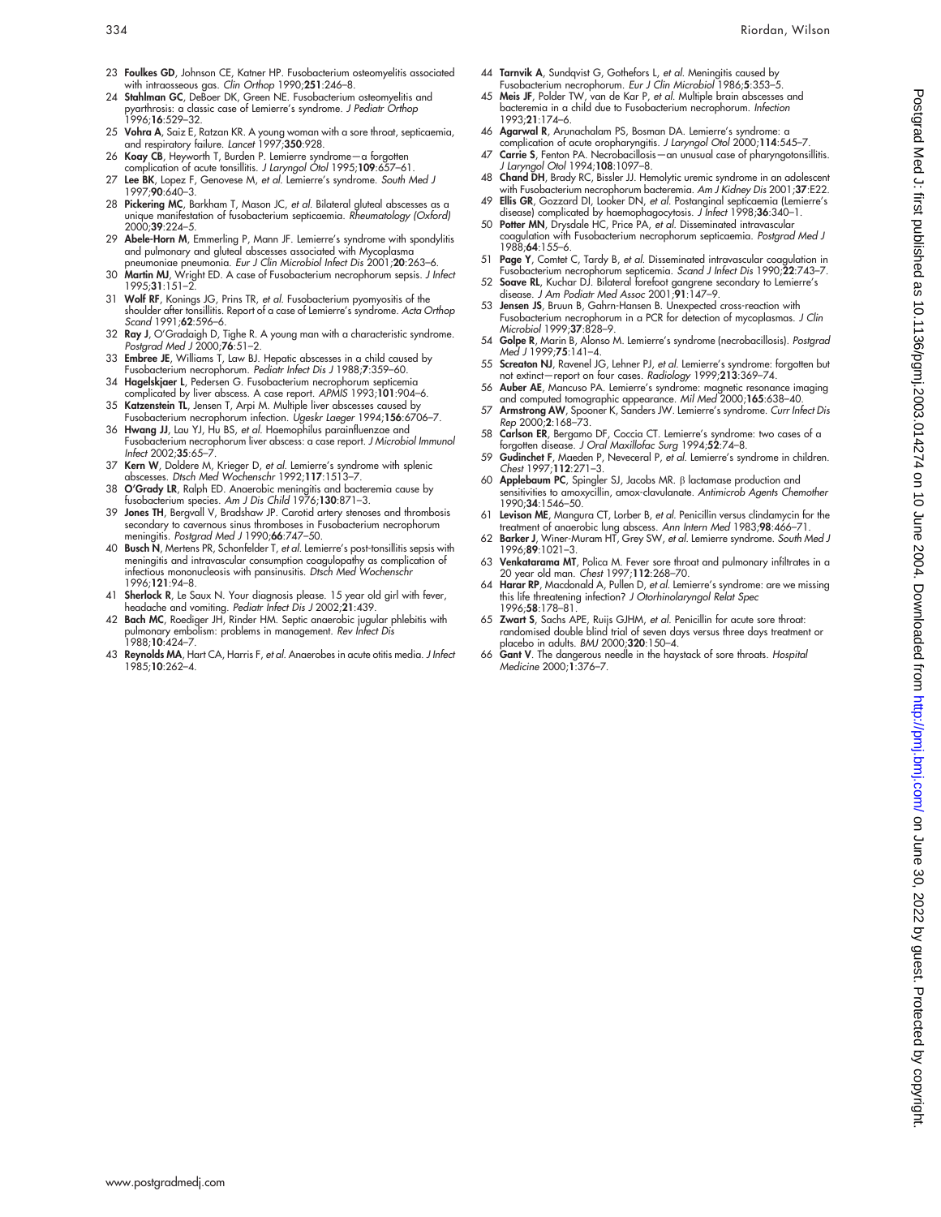23 **Foulkes GD**, Johnson CE, Katner HP. Fusobacterium osteomyelitis associated with intraosseous gas. *Clin Orthop* 1990;**251**:246–8.

24 **Stahlman GC**, DeBoer DK, Green NE. Fusobacterium osteomyelitis and pyarthrosis: a classic case of Lemierre's syndrome. *J Pediatr Orthop* 1996;**16**:529–32.

25 **Vohra A**, Saiz E, Ratzan KR. A young woman with a sore throat, septicaemia, and respiratory failure. *Lancet* 1997;**350**:928.

26 **Koay CB**, Heyworth T, Burden P. Lemierre syndrome—a forgotten complication of acute tonsillitis. *J Laryngol Otol* 1995;**109**:657–61.

27 **Lee BK**, Lopez F, Genovese M, *et al*. Lemierre's syndrome. *South Med J* 1997;**90**:640–3.

28 **Pickering MC**, Barkham T, Mason JC, *et al*. Bilateral gluteal abscesses as a unique manifestation of fusobacterium septicaemia. *Rheumatology (Oxford)* 2000;**39**:224–5.

29 **Abele-Horn M**, Emmerling P, Mann JF. Lemierre's syndrome with spondylitis and pulmonary and gluteal abscesses associated with Mycoplasma pneumoniae pneumonia. *Eur J Clin Microbiol Infect Dis* 2001;**20**:263–6.

30 **Martin MJ**, Wright ED. A case of Fusobacterium necrophorum sepsis. *J Infect* 1995;**31**:151–2.

31 **Wolf RF**, Konings JG, Prins TR, *et al*. Fusobacterium pyomyositis of the shoulder after tonsillitis. Report of a case of Lemierre's syndrome. *Acta Orthop Scand* 1991;**62**:596–6.

32 **Ray J**, O'Gradaigh D, Tighe R. A young man with a characteristic syndrome. *Postgrad Med J* 2000;**76**:51–2.

33 **Embree JE**, Williams T, Law BJ. Hepatic abscesses in a child caused by Fusobacterium necrophorum. *Pediatr Infect Dis J* 1988;**7**:359–60.

34 **Hagelskjaer L**, Pedersen G. Fusobacterium necrophorum septicemia complicated by liver abscess. A case report. *APMIS* 1993;**101**:904–6.

35 **Katzenstein TL**, Jensen T, Arpi M. Multiple liver abscesses caused by Fusobacterium necrophorum infection. *Ugeskr Laeger* 1994;**156**:6706–7.

36 **Hwang JJ**, Lau YJ, Hu BS, *et al*. Haemophilus parainfluenzae and Fusobacterium necrophorum liver abscess: a case report. *J Microbiol Immunol Infect* 2002;**35**:65–7.

37 **Kern W**, Doldere M, Krieger D, *et al*. Lemierre's syndrome with splenic abscesses. *Dtsch Med Wochenschr* 1992;**117**:1513–7.

38 **O'Grady LR**, Ralph ED. Anaerobic meningitis and bacteremia cause by fusobacterium species. *Am J Dis Child* 1976;**130**:871–3.

39 **Jones TH**, Bergvall V, Bradshaw JP. Carotid artery stenoses and thrombosis secondary to cavernous sinus thromboses in Fusobacterium necrophorum meningitis. *Postgrad Med J* 1990;**66**:747–50.

40 **Busch N**, Mertens PR, Schonfelder T, *et al*. Lemierre's post-tonsillitis sepsis with meningitis and intravascular consumption coagulopathy as complication of infectious mononucleosis with pansinusitis. *Dtsch Med Wochenschr* 1996;**121**:94–8.

41 **Sherlock R**, Le Saux N. Your diagnosis please. 15 year old girl with fever, headache and vomiting. *Pediatr Infect Dis J* 2002;**21**:439.

42 **Bach MC**, Roediger JH, Rinder HM. Septic anaerobic jugular phlebitis with pulmonary embolism: problems in management. *Rev Infect Dis* 1988;**10**:424–7.

43 **Reynolds MA**, Hart CA, Harris F, *et al*. Anaerobes in acute otitis media. *J Infect* 1985;**10**:262–4.

44 **Tarnvik A**, Sundqvist G, Gothefors L, *et al*. Meningitis caused by Fusobacterium necrophorum. *Eur J Clin Microbiol* 1986;**5**:353–5.

45 **Meis JF**, Polder TW, van de Kar P, *et al*. Multiple brain abscesses and bacteremia in a child due to Fusobacterium necrophorum. *Infection* 1993;**21**:174–6.

46 **Agarwal R**, Arunachalam PS, Bosman DA. Lemierre's syndrome: a complication of acute oropharyngitis. *J Laryngol Otol* 2000;**114**:545–7.

47 **Carrie S**, Fenton PA. Necrobacillosis—an unusual case of pharyngotonsillitis. *J Laryngol Otol* 1994;**108**:1097–8.

48 **Chand DH**, Brady RC, Bissler JJ. Hemolytic uremic syndrome in an adolescent with Fusobacterium necrophorum bacteremia. *Am J Kidney Dis* 2001;**37**:E22.

49 **Ellis GR**, Gozzard DI, Looker DN, *et al*. Postanginal septicaemia (Lemierre's disease) complicated by haemophagocytosis. *J Infect* 1998;**36**:340–1.

50 **Potter MN**, Drysdale HC, Price PA, *et al*. Disseminated intravascular coagulation with Fusobacterium necrophorum septicaemia. *Postgrad Med J* 1988;**64**:155–6.

51 **Page Y**, Comtet C, Tardy B, *et al*. Disseminated intravascular coagulation in Fusobacterium necrophorum septicemia. *Scand J Infect Dis* 1990;**22**:743–7.

52 **Soave RL**, Kuchar DJ. Bilateral forefoot gangrene secondary to Lemierre's disease. *J Am Podiatr Med Assoc* 2001;**91**:147–9.

53 **Jensen JS**, Bruun B, Gahrn-Hansen B. Unexpected cross-reaction with Fusobacterium necrophorum in a PCR for detection of mycoplasmas. *J Clin Microbiol* 1999;**37**:828–9.

54 **Golpe R**, Marin B, Alonso M. Lemierre's syndrome (necrobacillosis). *Postgrad Med J* 1999;**75**:141–4.

55 **Screaton NJ**, Ravenel JG, Lehner PJ, *et al*. Lemierre's syndrome: forgotten but not extinct—report on four cases. *Radiology* 1999;**213**:369–74.

56 **Auber AE**, Mancuso PA. Lemierre's syndrome: magnetic resonance imaging and computed tomographic appearance. *Mil Med* 2000;**165**:638–40.

57 **Armstrong AW**, Spooner K, Sanders JW. Lemierre's syndrome. *Curr Infect Dis Rep* 2000;**2**:168–73.

58 **Carlson ER**, Bergamo DF, Coccia CT. Lemierre's syndrome: two cases of a forgotten disease. *J Oral Maxillofac Surg* 1994;**52**:74–8.

59 **Gudinchet F**, Maeden P, Neveceral P, *et al*. Lemierre's syndrome in children. *Chest* 1997;**112**:271–3.

60 **Applebaum PC**, Spingler SJ, Jacobs MR. β lactamase production and sensitivities to amoxycillin, amox-clavulanate. *Antimicrob Agents Chemother* 1990;**34**:1546–50.

61 **Levison ME**, Mangura CT, Lorber B, *et al*. Penicillin versus clindamycin for the treatment of anaerobic lung abscess. *Ann Intern Med* 1983;**98**:466–71.

62 **Barker J**, Winer-Muram HT, Grey SW, *et al*. Lemierre syndrome. *South Med J* 1996;**89**:1021–3.

63 **Venkatarama MT**, Polica M. Fever sore throat and pulmonary infiltrates in a 20 year old man. *Chest* 1997;**112**:268–70.

64 **Harar RP**, Macdonald A, Pullen D, *et al*. Lemierre's syndrome: are we missing this life threatening infection? *J Otorhinolaryngol Relat Spec* 1996;**58**:178–81.

65 **Zwart S**, Sachs APE, Ruijs GJHM, *et al*. Penicillin for acute sore throat: randomised double blind trial of seven days versus three days treatment or placebo in adults. *BMJ* 2000;**320**:150–4.

66 **Gant V**. The dangerous needle in the haystack of sore throats. *Hospital Medicine* 2000;**1**:376–7.